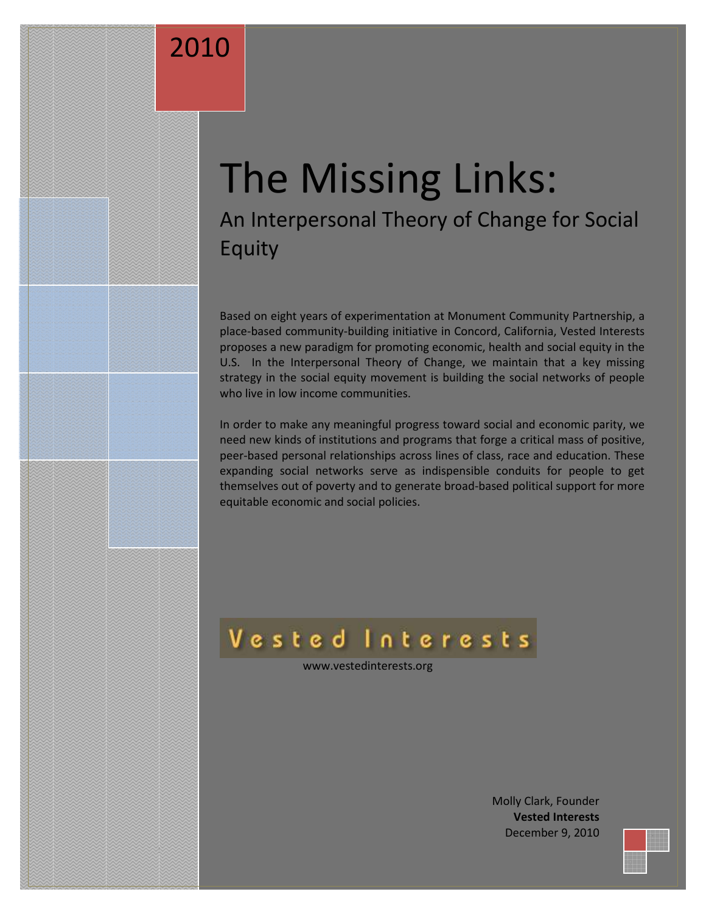2010

# The Missing Links:

## An Interpersonal Theory of Change for Social Equity

Based on eight years of experimentation at Monument Community Partnership, a place-based community-building initiative in Concord, California, Vested Interests proposes a new paradigm for promoting economic, health and social equity in the U.S. In the Interpersonal Theory of Change, we maintain that a key missing strategy in the social equity movement is building the social networks of people who live in low income communities.

In order to make any meaningful progress toward social and economic parity, we need new kinds of institutions and programs that forge a critical mass of positive, peer-based personal relationships across lines of class, race and education. These expanding social networks serve as indispensible conduits for people to get themselves out of poverty and to generate broad-based political support for more equitable economic and social policies.

Vested Interests

www.vestedinterests.org

Molly Clark, Founder
**Vested Interests**
December 9, 2010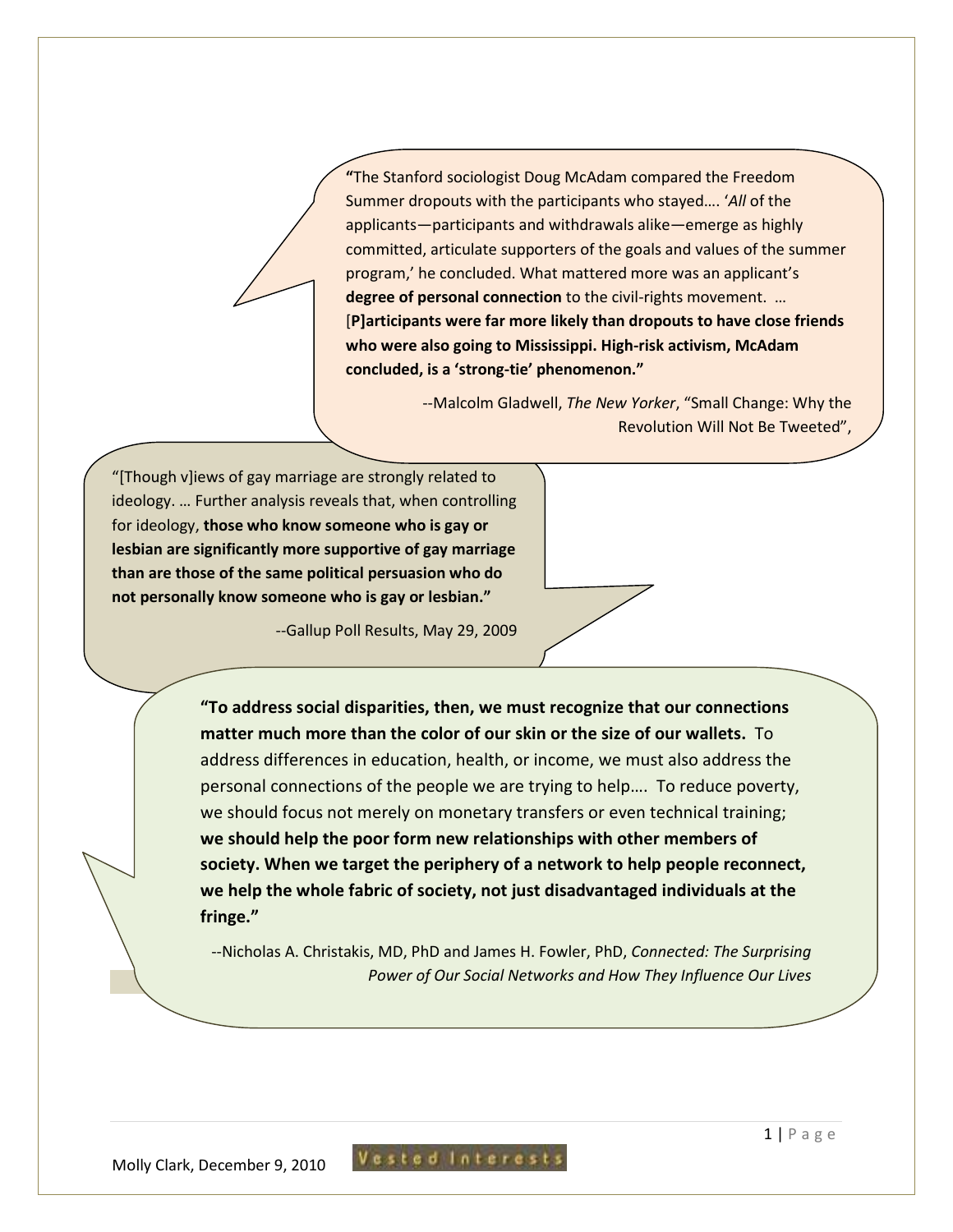**"**The Stanford sociologist Doug McAdam compared the Freedom Summer dropouts with the participants who stayed…. '*All* of the applicants—participants and withdrawals alike—emerge as highly committed, articulate supporters of the goals and values of the summer program,' he concluded. What mattered more was an applicant's **degree of personal connection** to the civil-rights movement. … [**P**]**articipants were far more likely than dropouts to have close friends who were also going to Mississippi. High-risk activism, McAdam concluded, is a 'strong-tie' phenomenon."**

--Malcolm Gladwell, *The New Yorker*, "Small Change: Why the Revolution Will Not Be Tweeted",

"[Though v]iews of gay marriage are strongly related to ideology. … Further analysis reveals that, when controlling for ideology, **those who know someone who is gay or lesbian are significantly more supportive of gay marriage than are those of the same political persuasion who do not personally know someone who is gay or lesbian."**

--Gallup Poll Results, May 29, 2009

**"To address social disparities, then, we must recognize that our connections matter much more than the color of our skin or the size of our wallets.** To address differences in education, health, or income, we must also address the personal connections of the people we are trying to help…. To reduce poverty, we should focus not merely on monetary transfers or even technical training; **we should help the poor form new relationships with other members of society. When we target the periphery of a network to help people reconnect, we help the whole fabric of society, not just disadvantaged individuals at the fringe."**

--Nicholas A. Christakis, MD, PhD and James H. Fowler, PhD, *Connected: The Surprising Power of Our Social Networks and How They Influence Our Lives*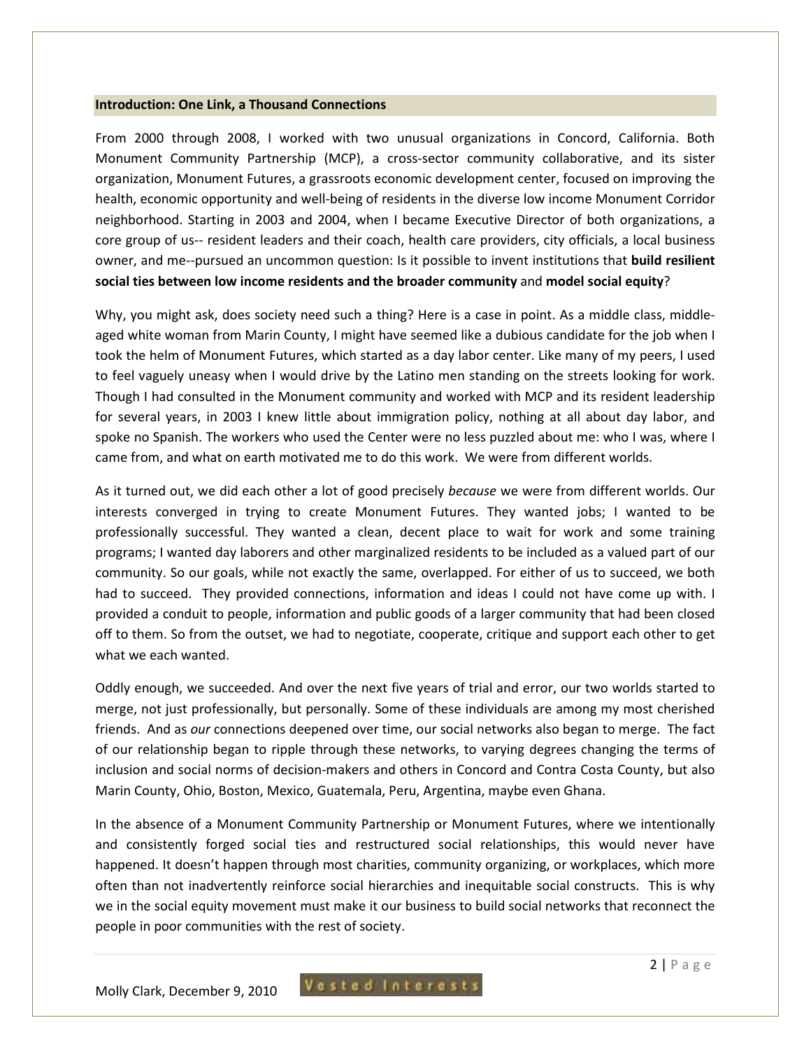## Introduction: One Link, a Thousand Connections

From 2000 through 2008, I worked with two unusual organizations in Concord, California. Both Monument Community Partnership (MCP), a cross-sector community collaborative, and its sister organization, Monument Futures, a grassroots economic development center, focused on improving the health, economic opportunity and well-being of residents in the diverse low income Monument Corridor neighborhood. Starting in 2003 and 2004, when I became Executive Director of both organizations, a core group of us-- resident leaders and their coach, health care providers, city officials, a local business owner, and me--pursued an uncommon question: Is it possible to invent institutions that **build resilient social ties between low income residents and the broader community** and **model social equity**?

Why, you might ask, does society need such a thing? Here is a case in point. As a middle class, middle-aged white woman from Marin County, I might have seemed like a dubious candidate for the job when I took the helm of Monument Futures, which started as a day labor center. Like many of my peers, I used to feel vaguely uneasy when I would drive by the Latino men standing on the streets looking for work. Though I had consulted in the Monument community and worked with MCP and its resident leadership for several years, in 2003 I knew little about immigration policy, nothing at all about day labor, and spoke no Spanish. The workers who used the Center were no less puzzled about me: who I was, where I came from, and what on earth motivated me to do this work. We were from different worlds.

As it turned out, we did each other a lot of good precisely *because* we were from different worlds. Our interests converged in trying to create Monument Futures. They wanted jobs; I wanted to be professionally successful. They wanted a clean, decent place to wait for work and some training programs; I wanted day laborers and other marginalized residents to be included as a valued part of our community. So our goals, while not exactly the same, overlapped. For either of us to succeed, we both had to succeed. They provided connections, information and ideas I could not have come up with. I provided a conduit to people, information and public goods of a larger community that had been closed off to them. So from the outset, we had to negotiate, cooperate, critique and support each other to get what we each wanted.

Oddly enough, we succeeded. And over the next five years of trial and error, our two worlds started to merge, not just professionally, but personally. Some of these individuals are among my most cherished friends. And as *our* connections deepened over time, our social networks also began to merge. The fact of our relationship began to ripple through these networks, to varying degrees changing the terms of inclusion and social norms of decision-makers and others in Concord and Contra Costa County, but also Marin County, Ohio, Boston, Mexico, Guatemala, Peru, Argentina, maybe even Ghana.

In the absence of a Monument Community Partnership or Monument Futures, where we intentionally and consistently forged social ties and restructured social relationships, this would never have happened. It doesn't happen through most charities, community organizing, or workplaces, which more often than not inadvertently reinforce social hierarchies and inequitable social constructs. This is why we in the social equity movement must make it our business to build social networks that reconnect the people in poor communities with the rest of society.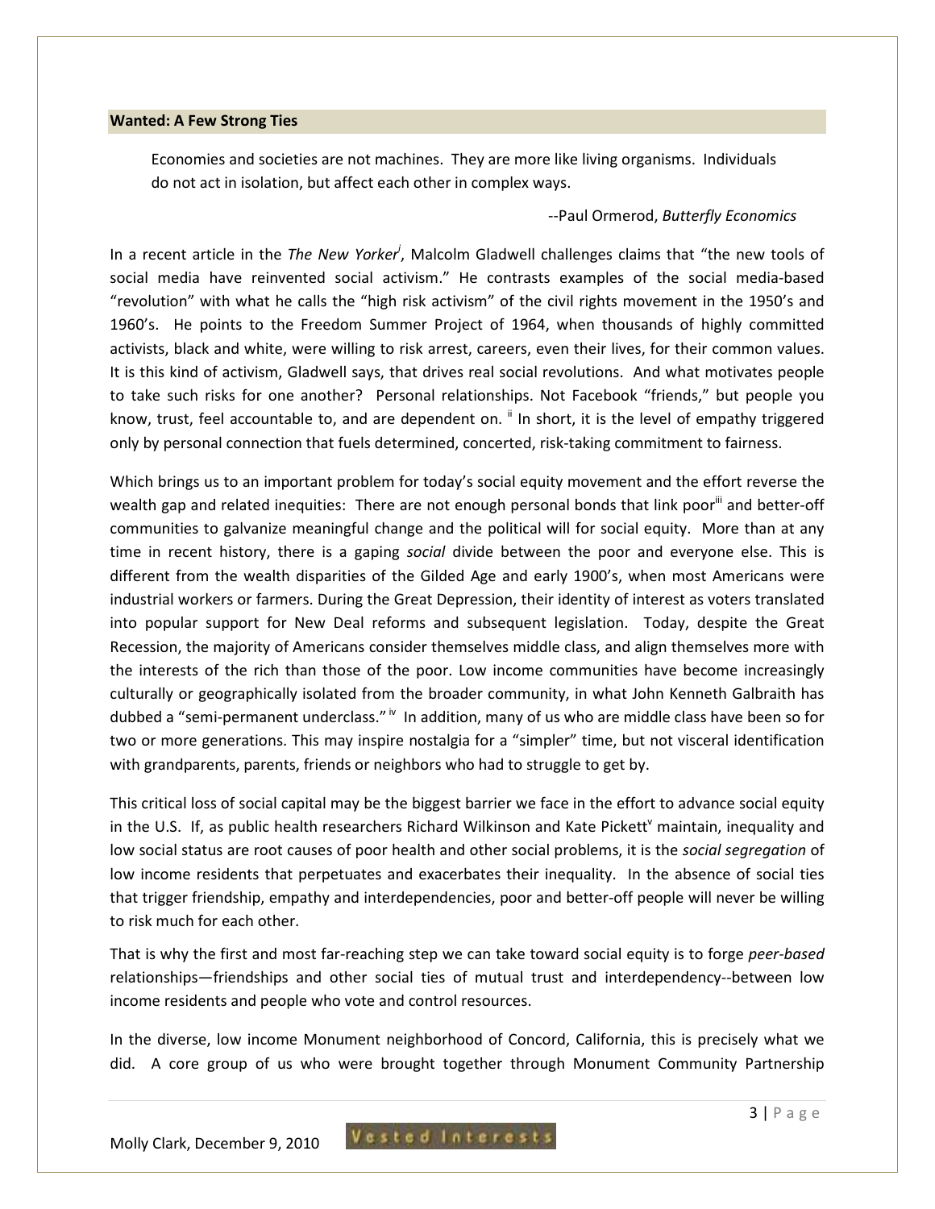## Wanted: A Few Strong Ties

> Economies and societies are not machines. They are more like living organisms. Individuals do not act in isolation, but affect each other in complex ways.
>
> --Paul Ormerod, *Butterfly Economics*

In a recent article in the *The New Yorker*[i], Malcolm Gladwell challenges claims that "the new tools of social media have reinvented social activism." He contrasts examples of the social media-based "revolution" with what he calls the "high risk activism" of the civil rights movement in the 1950's and 1960's. He points to the Freedom Summer Project of 1964, when thousands of highly committed activists, black and white, were willing to risk arrest, careers, even their lives, for their common values. It is this kind of activism, Gladwell says, that drives real social revolutions. And what motivates people to take such risks for one another? Personal relationships. Not Facebook "friends," but people you know, trust, feel accountable to, and are dependent on. [ii] In short, it is the level of empathy triggered only by personal connection that fuels determined, concerted, risk-taking commitment to fairness.

Which brings us to an important problem for today's social equity movement and the effort reverse the wealth gap and related inequities: There are not enough personal bonds that link poor[iii] and better-off communities to galvanize meaningful change and the political will for social equity. More than at any time in recent history, there is a gaping *social* divide between the poor and everyone else. This is different from the wealth disparities of the Gilded Age and early 1900's, when most Americans were industrial workers or farmers. During the Great Depression, their identity of interest as voters translated into popular support for New Deal reforms and subsequent legislation. Today, despite the Great Recession, the majority of Americans consider themselves middle class, and align themselves more with the interests of the rich than those of the poor. Low income communities have become increasingly culturally or geographically isolated from the broader community, in what John Kenneth Galbraith has dubbed a "semi-permanent underclass." [iv] In addition, many of us who are middle class have been so for two or more generations. This may inspire nostalgia for a "simpler" time, but not visceral identification with grandparents, parents, friends or neighbors who had to struggle to get by.

This critical loss of social capital may be the biggest barrier we face in the effort to advance social equity in the U.S. If, as public health researchers Richard Wilkinson and Kate Pickett[v] maintain, inequality and low social status are root causes of poor health and other social problems, it is the *social segregation* of low income residents that perpetuates and exacerbates their inequality. In the absence of social ties that trigger friendship, empathy and interdependencies, poor and better-off people will never be willing to risk much for each other.

That is why the first and most far-reaching step we can take toward social equity is to forge *peer-based* relationships—friendships and other social ties of mutual trust and interdependency--between low income residents and people who vote and control resources.

In the diverse, low income Monument neighborhood of Concord, California, this is precisely what we did. A core group of us who were brought together through Monument Community Partnership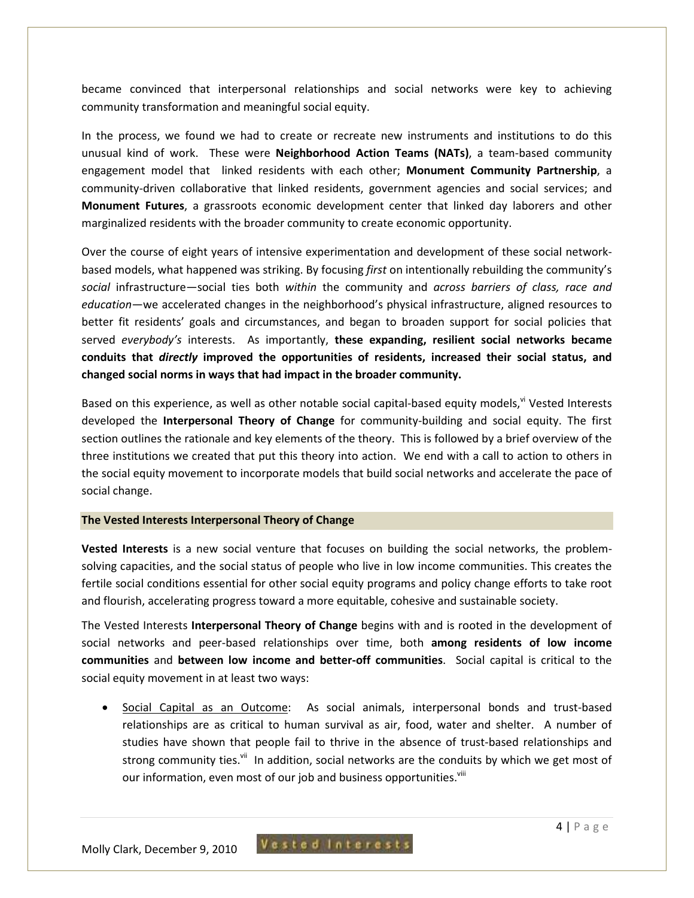became convinced that interpersonal relationships and social networks were key to achieving community transformation and meaningful social equity.

In the process, we found we had to create or recreate new instruments and institutions to do this unusual kind of work. These were **Neighborhood Action Teams (NATs)**, a team-based community engagement model that linked residents with each other; **Monument Community Partnership**, a community-driven collaborative that linked residents, government agencies and social services; and **Monument Futures**, a grassroots economic development center that linked day laborers and other marginalized residents with the broader community to create economic opportunity.

Over the course of eight years of intensive experimentation and development of these social network-based models, what happened was striking. By focusing *first* on intentionally rebuilding the community's *social* infrastructure—social ties both *within* the community and *across barriers of class, race and education*—we accelerated changes in the neighborhood's physical infrastructure, aligned resources to better fit residents' goals and circumstances, and began to broaden support for social policies that served *everybody's* interests. As importantly, **these expanding, resilient social networks became conduits that *directly* improved the opportunities of residents, increased their social status, and changed social norms in ways that had impact in the broader community.**

Based on this experience, as well as other notable social capital-based equity models,[vi] Vested Interests developed the **Interpersonal Theory of Change** for community-building and social equity. The first section outlines the rationale and key elements of the theory. This is followed by a brief overview of the three institutions we created that put this theory into action. We end with a call to action to others in the social equity movement to incorporate models that build social networks and accelerate the pace of social change.

## The Vested Interests Interpersonal Theory of Change

**Vested Interests** is a new social venture that focuses on building the social networks, the problem-solving capacities, and the social status of people who live in low income communities. This creates the fertile social conditions essential for other social equity programs and policy change efforts to take root and flourish, accelerating progress toward a more equitable, cohesive and sustainable society.

The Vested Interests **Interpersonal Theory of Change** begins with and is rooted in the development of social networks and peer-based relationships over time, both **among residents of low income communities** and **between low income and better-off communities**. Social capital is critical to the social equity movement in at least two ways:

- Social Capital as an Outcome: As social animals, interpersonal bonds and trust-based relationships are as critical to human survival as air, food, water and shelter. A number of studies have shown that people fail to thrive in the absence of trust-based relationships and strong community ties.[vii] In addition, social networks are the conduits by which we get most of our information, even most of our job and business opportunities.[viii]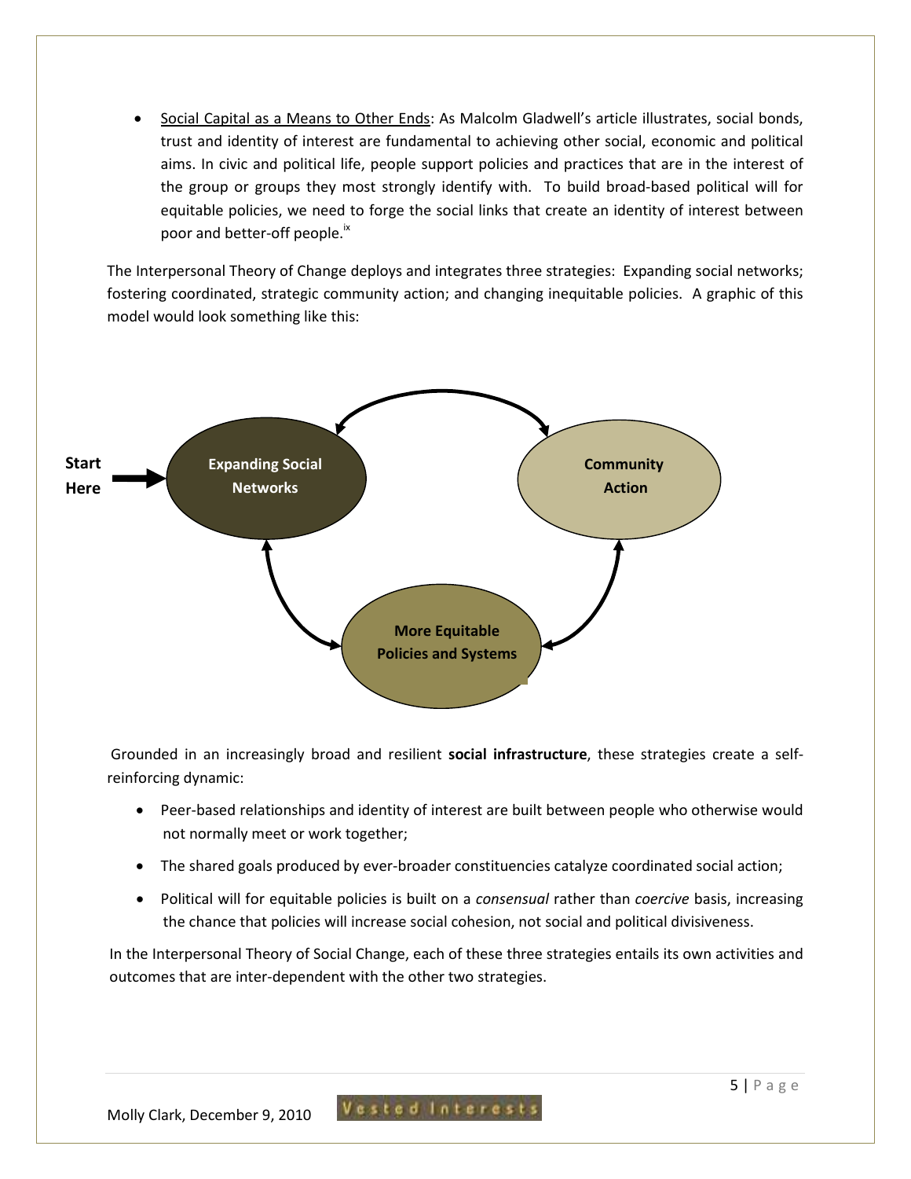- <u>Social Capital as a Means to Other Ends</u>: As Malcolm Gladwell's article illustrates, social bonds, trust and identity of interest are fundamental to achieving other social, economic and political aims. In civic and political life, people support policies and practices that are in the interest of the group or groups they most strongly identify with. To build broad-based political will for equitable policies, we need to forge the social links that create an identity of interest between poor and better-off people.[ix]

The Interpersonal Theory of Change deploys and integrates three strategies: Expanding social networks; fostering coordinated, strategic community action; and changing inequitable policies. A graphic of this model would look something like this:

Start Here → Expanding Social Networks ↔ Community Action ↔ More Equitable Policies and Systems ↔ Expanding Social Networks

Grounded in an increasingly broad and resilient **social infrastructure**, these strategies create a self-reinforcing dynamic:

- Peer-based relationships and identity of interest are built between people who otherwise would not normally meet or work together;
- The shared goals produced by ever-broader constituencies catalyze coordinated social action;
- Political will for equitable policies is built on a *consensual* rather than *coercive* basis, increasing the chance that policies will increase social cohesion, not social and political divisiveness.

In the Interpersonal Theory of Social Change, each of these three strategies entails its own activities and outcomes that are inter-dependent with the other two strategies.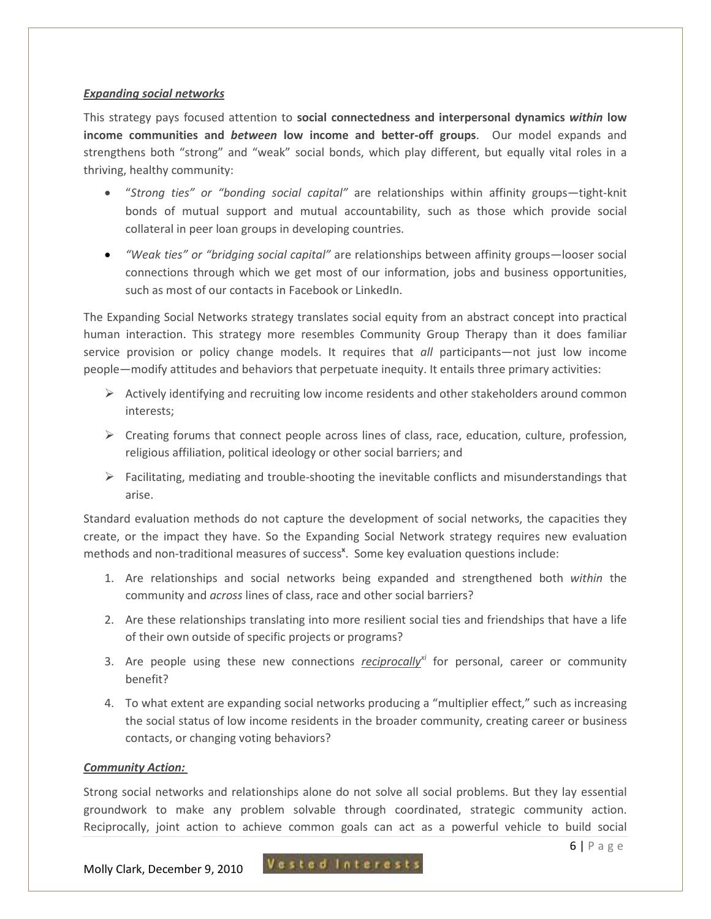***Expanding social networks***

This strategy pays focused attention to **social connectedness and interpersonal dynamics *within* low income communities and *between* low income and better-off groups**. Our model expands and strengthens both "strong" and "weak" social bonds, which play different, but equally vital roles in a thriving, healthy community:

- "*Strong ties" or "bonding social capital"* are relationships within affinity groups—tight-knit bonds of mutual support and mutual accountability, such as those which provide social collateral in peer loan groups in developing countries.
- *"Weak ties" or "bridging social capital"* are relationships between affinity groups—looser social connections through which we get most of our information, jobs and business opportunities, such as most of our contacts in Facebook or LinkedIn.

The Expanding Social Networks strategy translates social equity from an abstract concept into practical human interaction. This strategy more resembles Community Group Therapy than it does familiar service provision or policy change models. It requires that *all* participants—not just low income people—modify attitudes and behaviors that perpetuate inequity. It entails three primary activities:

- Actively identifying and recruiting low income residents and other stakeholders around common interests;
- Creating forums that connect people across lines of class, race, education, culture, profession, religious affiliation, political ideology or other social barriers; and
- Facilitating, mediating and trouble-shooting the inevitable conflicts and misunderstandings that arise.

Standard evaluation methods do not capture the development of social networks, the capacities they create, or the impact they have. So the Expanding Social Network strategy requires new evaluation methods and non-traditional measures of success[x]. Some key evaluation questions include:

1. Are relationships and social networks being expanded and strengthened both *within* the community and *across* lines of class, race and other social barriers?
2. Are these relationships translating into more resilient social ties and friendships that have a life of their own outside of specific projects or programs?
3. Are people using these new connections ***reciprocally***[xi] for personal, career or community benefit?
4. To what extent are expanding social networks producing a "multiplier effect," such as increasing the social status of low income residents in the broader community, creating career or business contacts, or changing voting behaviors?

***Community Action:***

Strong social networks and relationships alone do not solve all social problems. But they lay essential groundwork to make any problem solvable through coordinated, strategic community action. Reciprocally, joint action to achieve common goals can act as a powerful vehicle to build social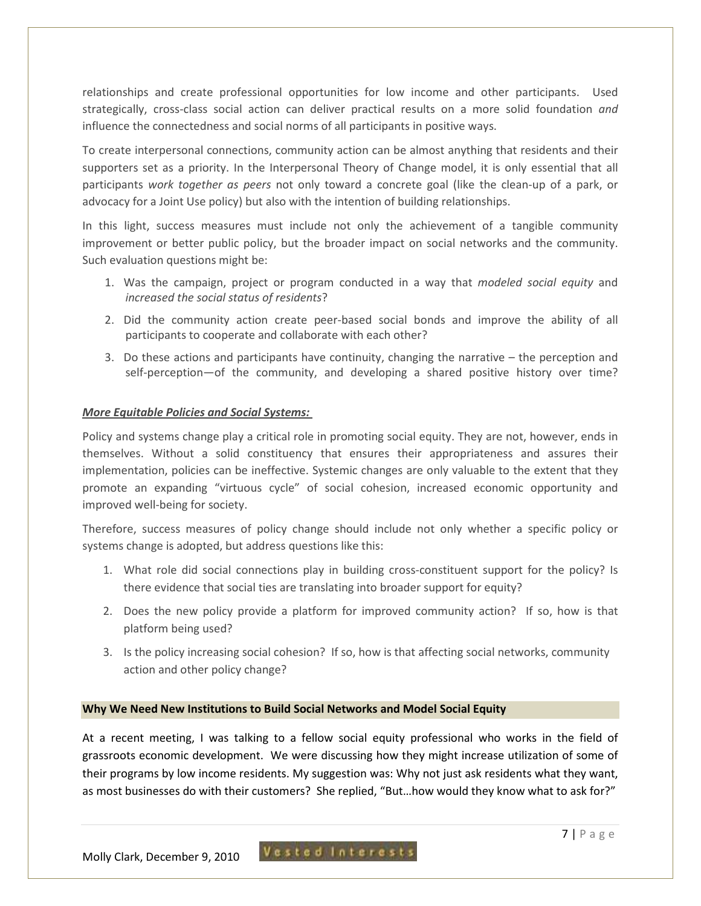relationships and create professional opportunities for low income and other participants. Used strategically, cross-class social action can deliver practical results on a more solid foundation *and* influence the connectedness and social norms of all participants in positive ways.

To create interpersonal connections, community action can be almost anything that residents and their supporters set as a priority. In the Interpersonal Theory of Change model, it is only essential that all participants *work together as peers* not only toward a concrete goal (like the clean-up of a park, or advocacy for a Joint Use policy) but also with the intention of building relationships.

In this light, success measures must include not only the achievement of a tangible community improvement or better public policy, but the broader impact on social networks and the community. Such evaluation questions might be:

1. Was the campaign, project or program conducted in a way that *modeled social equity* and *increased the social status of residents*?
2. Did the community action create peer-based social bonds and improve the ability of all participants to cooperate and collaborate with each other?
3. Do these actions and participants have continuity, changing the narrative – the perception and self-perception—of the community, and developing a shared positive history over time?

***More Equitable Policies and Social Systems:***

Policy and systems change play a critical role in promoting social equity. They are not, however, ends in themselves. Without a solid constituency that ensures their appropriateness and assures their implementation, policies can be ineffective. Systemic changes are only valuable to the extent that they promote an expanding "virtuous cycle" of social cohesion, increased economic opportunity and improved well-being for society.

Therefore, success measures of policy change should include not only whether a specific policy or systems change is adopted, but address questions like this:

1. What role did social connections play in building cross-constituent support for the policy? Is there evidence that social ties are translating into broader support for equity?
2. Does the new policy provide a platform for improved community action? If so, how is that platform being used?
3. Is the policy increasing social cohesion? If so, how is that affecting social networks, community action and other policy change?

## Why We Need New Institutions to Build Social Networks and Model Social Equity

At a recent meeting, I was talking to a fellow social equity professional who works in the field of grassroots economic development. We were discussing how they might increase utilization of some of their programs by low income residents. My suggestion was: Why not just ask residents what they want, as most businesses do with their customers? She replied, "But…how would they know what to ask for?"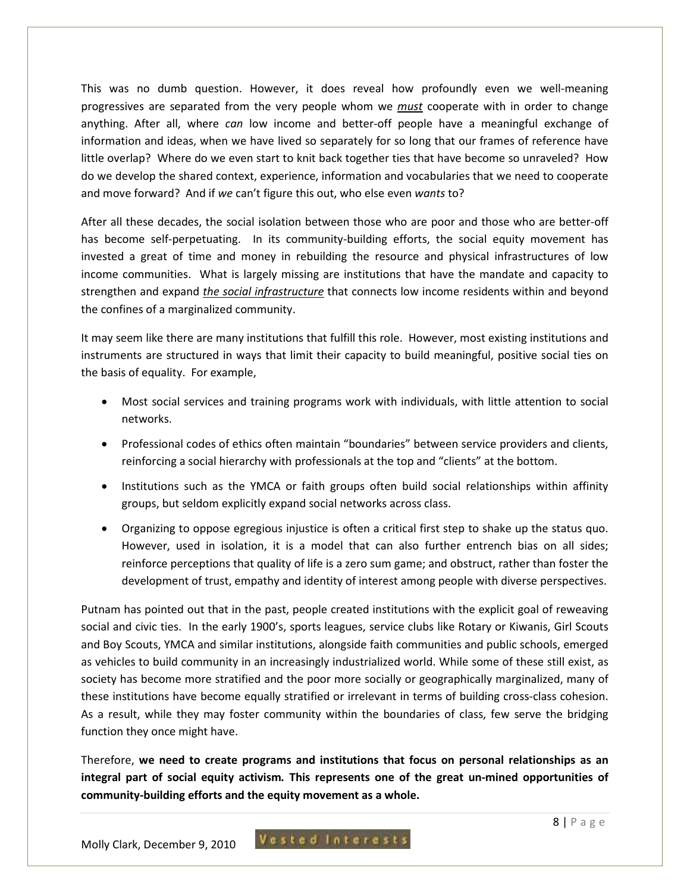This was no dumb question. However, it does reveal how profoundly even we well-meaning progressives are separated from the very people whom we ***must*** cooperate with in order to change anything. After all, where *can* low income and better-off people have a meaningful exchange of information and ideas, when we have lived so separately for so long that our frames of reference have little overlap? Where do we even start to knit back together ties that have become so unraveled? How do we develop the shared context, experience, information and vocabularies that we need to cooperate and move forward? And if *we* can't figure this out, who else even *wants* to?

After all these decades, the social isolation between those who are poor and those who are better-off has become self-perpetuating. In its community-building efforts, the social equity movement has invested a great of time and money in rebuilding the resource and physical infrastructures of low income communities. What is largely missing are institutions that have the mandate and capacity to strengthen and expand ***the social infrastructure*** that connects low income residents within and beyond the confines of a marginalized community.

It may seem like there are many institutions that fulfill this role. However, most existing institutions and instruments are structured in ways that limit their capacity to build meaningful, positive social ties on the basis of equality. For example,

- Most social services and training programs work with individuals, with little attention to social networks.
- Professional codes of ethics often maintain "boundaries" between service providers and clients, reinforcing a social hierarchy with professionals at the top and "clients" at the bottom.
- Institutions such as the YMCA or faith groups often build social relationships within affinity groups, but seldom explicitly expand social networks across class.
- Organizing to oppose egregious injustice is often a critical first step to shake up the status quo. However, used in isolation, it is a model that can also further entrench bias on all sides; reinforce perceptions that quality of life is a zero sum game; and obstruct, rather than foster the development of trust, empathy and identity of interest among people with diverse perspectives.

Putnam has pointed out that in the past, people created institutions with the explicit goal of reweaving social and civic ties. In the early 1900's, sports leagues, service clubs like Rotary or Kiwanis, Girl Scouts and Boy Scouts, YMCA and similar institutions, alongside faith communities and public schools, emerged as vehicles to build community in an increasingly industrialized world. While some of these still exist, as society has become more stratified and the poor more socially or geographically marginalized, many of these institutions have become equally stratified or irrelevant in terms of building cross-class cohesion. As a result, while they may foster community within the boundaries of class, few serve the bridging function they once might have.

Therefore, **we need to create programs and institutions that focus on personal relationships as an integral part of social equity activism. This represents one of the great un-mined opportunities of community-building efforts and the equity movement as a whole.**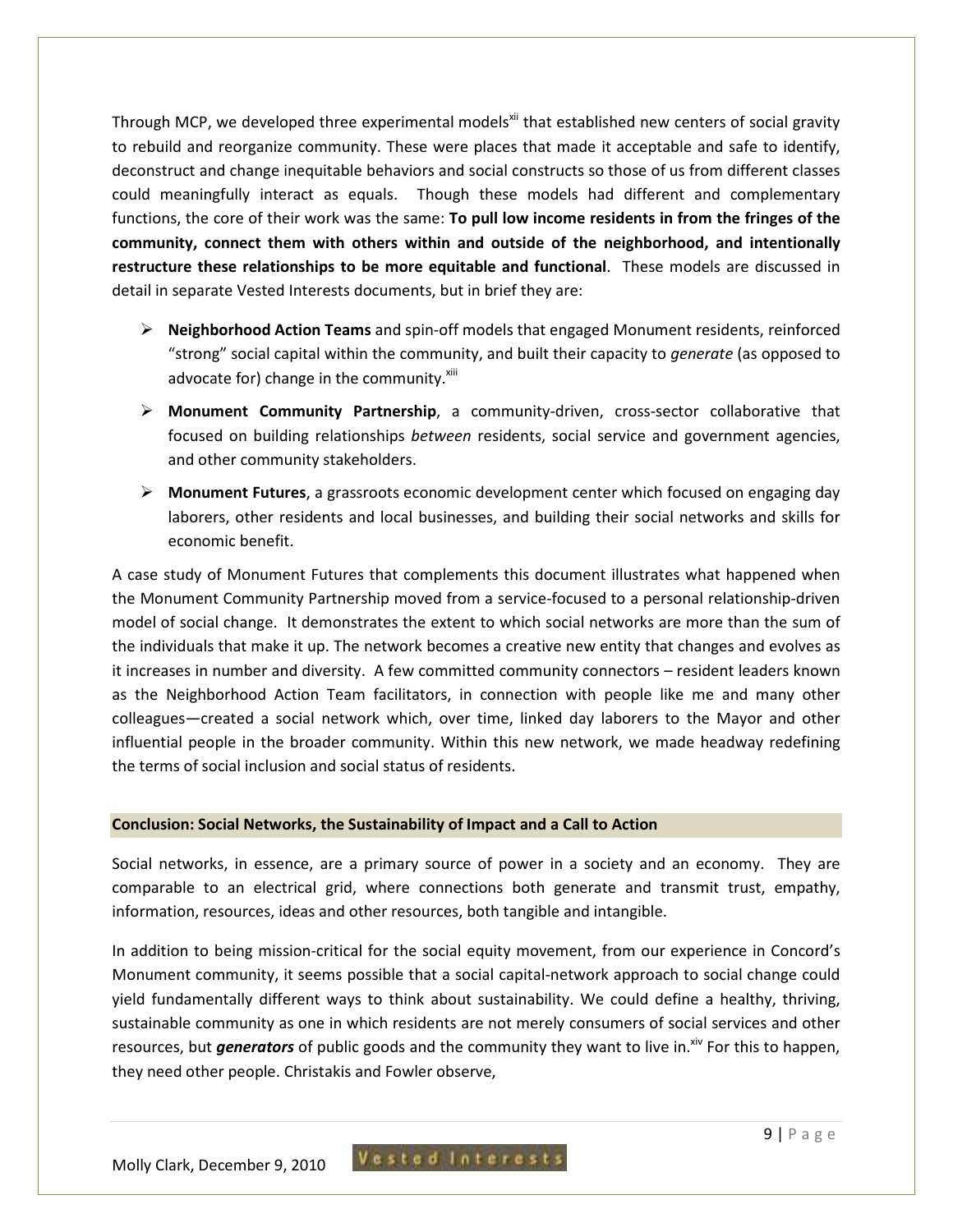Through MCP, we developed three experimental models[xii] that established new centers of social gravity to rebuild and reorganize community. These were places that made it acceptable and safe to identify, deconstruct and change inequitable behaviors and social constructs so those of us from different classes could meaningfully interact as equals. Though these models had different and complementary functions, the core of their work was the same: **To pull low income residents in from the fringes of the community, connect them with others within and outside of the neighborhood, and intentionally restructure these relationships to be more equitable and functional**. These models are discussed in detail in separate Vested Interests documents, but in brief they are:

- **Neighborhood Action Teams** and spin-off models that engaged Monument residents, reinforced "strong" social capital within the community, and built their capacity to *generate* (as opposed to advocate for) change in the community.[xiii]
- **Monument Community Partnership**, a community-driven, cross-sector collaborative that focused on building relationships *between* residents, social service and government agencies, and other community stakeholders.
- **Monument Futures**, a grassroots economic development center which focused on engaging day laborers, other residents and local businesses, and building their social networks and skills for economic benefit.

A case study of Monument Futures that complements this document illustrates what happened when the Monument Community Partnership moved from a service-focused to a personal relationship-driven model of social change. It demonstrates the extent to which social networks are more than the sum of the individuals that make it up. The network becomes a creative new entity that changes and evolves as it increases in number and diversity. A few committed community connectors – resident leaders known as the Neighborhood Action Team facilitators, in connection with people like me and many other colleagues—created a social network which, over time, linked day laborers to the Mayor and other influential people in the broader community. Within this new network, we made headway redefining the terms of social inclusion and social status of residents.

## Conclusion: Social Networks, the Sustainability of Impact and a Call to Action

Social networks, in essence, are a primary source of power in a society and an economy. They are comparable to an electrical grid, where connections both generate and transmit trust, empathy, information, resources, ideas and other resources, both tangible and intangible.

In addition to being mission-critical for the social equity movement, from our experience in Concord's Monument community, it seems possible that a social capital-network approach to social change could yield fundamentally different ways to think about sustainability. We could define a healthy, thriving, sustainable community as one in which residents are not merely consumers of social services and other resources, but ***generators*** of public goods and the community they want to live in.[xiv] For this to happen, they need other people. Christakis and Fowler observe,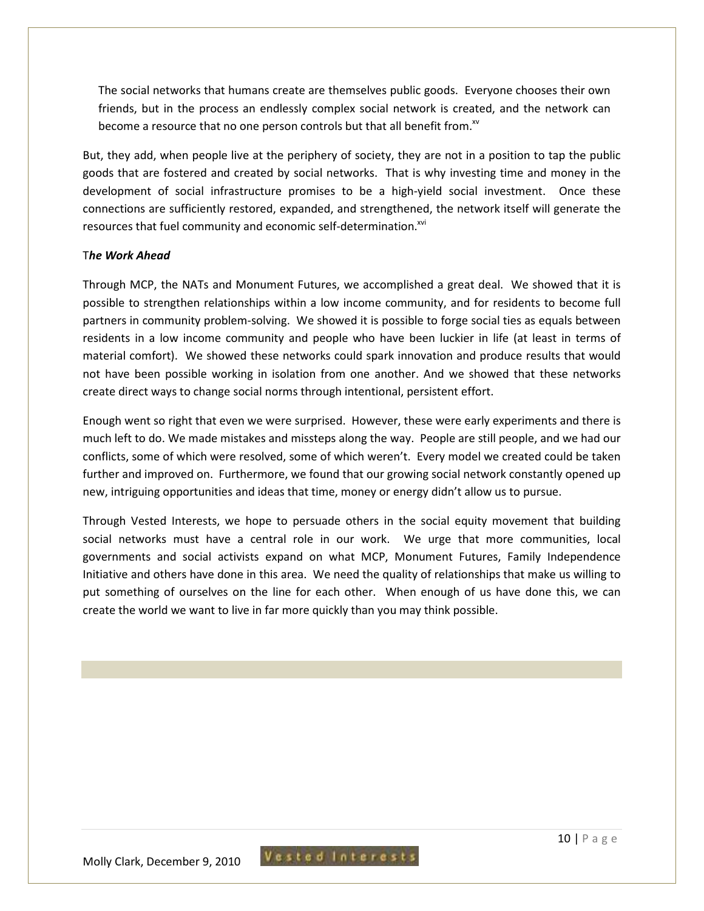> The social networks that humans create are themselves public goods. Everyone chooses their own friends, but in the process an endlessly complex social network is created, and the network can become a resource that no one person controls but that all benefit from.[xv]

But, they add, when people live at the periphery of society, they are not in a position to tap the public goods that are fostered and created by social networks. That is why investing time and money in the development of social infrastructure promises to be a high-yield social investment. Once these connections are sufficiently restored, expanded, and strengthened, the network itself will generate the resources that fuel community and economic self-determination.[xvi]

T***he Work Ahead***

Through MCP, the NATs and Monument Futures, we accomplished a great deal. We showed that it is possible to strengthen relationships within a low income community, and for residents to become full partners in community problem-solving. We showed it is possible to forge social ties as equals between residents in a low income community and people who have been luckier in life (at least in terms of material comfort). We showed these networks could spark innovation and produce results that would not have been possible working in isolation from one another. And we showed that these networks create direct ways to change social norms through intentional, persistent effort.

Enough went so right that even we were surprised. However, these were early experiments and there is much left to do. We made mistakes and missteps along the way. People are still people, and we had our conflicts, some of which were resolved, some of which weren't. Every model we created could be taken further and improved on. Furthermore, we found that our growing social network constantly opened up new, intriguing opportunities and ideas that time, money or energy didn't allow us to pursue.

Through Vested Interests, we hope to persuade others in the social equity movement that building social networks must have a central role in our work. We urge that more communities, local governments and social activists expand on what MCP, Monument Futures, Family Independence Initiative and others have done in this area. We need the quality of relationships that make us willing to put something of ourselves on the line for each other. When enough of us have done this, we can create the world we want to live in far more quickly than you may think possible.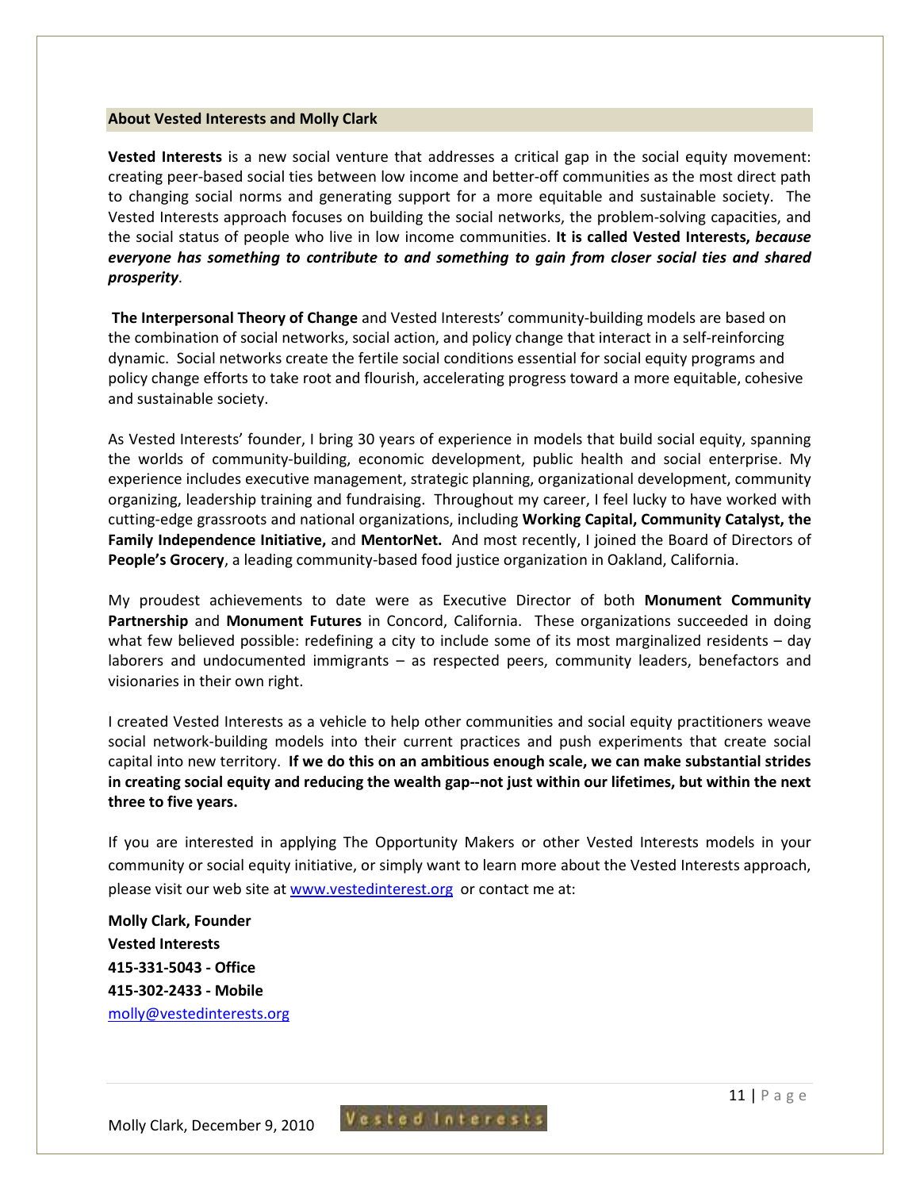## About Vested Interests and Molly Clark

**Vested Interests** is a new social venture that addresses a critical gap in the social equity movement: creating peer-based social ties between low income and better-off communities as the most direct path to changing social norms and generating support for a more equitable and sustainable society. The Vested Interests approach focuses on building the social networks, the problem-solving capacities, and the social status of people who live in low income communities. **It is called Vested Interests,** ***because everyone has something to contribute to and something to gain from closer social ties and shared prosperity***.

**The Interpersonal Theory of Change** and Vested Interests' community-building models are based on the combination of social networks, social action, and policy change that interact in a self-reinforcing dynamic. Social networks create the fertile social conditions essential for social equity programs and policy change efforts to take root and flourish, accelerating progress toward a more equitable, cohesive and sustainable society.

As Vested Interests' founder, I bring 30 years of experience in models that build social equity, spanning the worlds of community-building, economic development, public health and social enterprise. My experience includes executive management, strategic planning, organizational development, community organizing, leadership training and fundraising. Throughout my career, I feel lucky to have worked with cutting-edge grassroots and national organizations, including **Working Capital, Community Catalyst, the Family Independence Initiative,** and **MentorNet.** And most recently, I joined the Board of Directors of **People's Grocery**, a leading community-based food justice organization in Oakland, California.

My proudest achievements to date were as Executive Director of both **Monument Community Partnership** and **Monument Futures** in Concord, California. These organizations succeeded in doing what few believed possible: redefining a city to include some of its most marginalized residents – day laborers and undocumented immigrants – as respected peers, community leaders, benefactors and visionaries in their own right.

I created Vested Interests as a vehicle to help other communities and social equity practitioners weave social network-building models into their current practices and push experiments that create social capital into new territory. **If we do this on an ambitious enough scale, we can make substantial strides in creating social equity and reducing the wealth gap--not just within our lifetimes, but within the next three to five years.**

If you are interested in applying The Opportunity Makers or other Vested Interests models in your community or social equity initiative, or simply want to learn more about the Vested Interests approach, please visit our web site at www.vestedinterest.org or contact me at:

**Molly Clark, Founder**
**Vested Interests**
**415-331-5043 - Office**
**415-302-2433 - Mobile**
molly@vestedinterests.org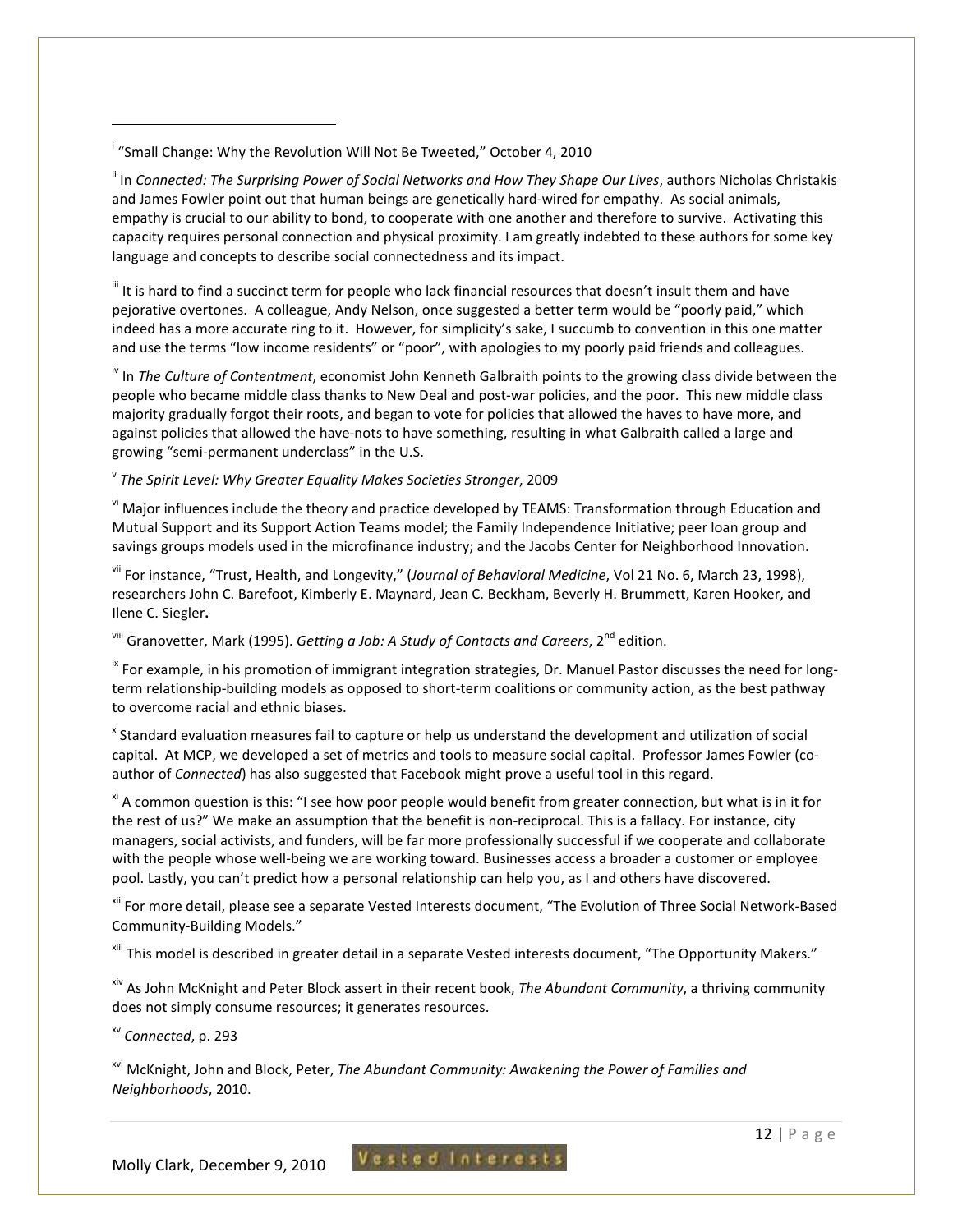[i] "Small Change: Why the Revolution Will Not Be Tweeted," October 4, 2010

[ii] In *Connected: The Surprising Power of Social Networks and How They Shape Our Lives*, authors Nicholas Christakis and James Fowler point out that human beings are genetically hard-wired for empathy. As social animals, empathy is crucial to our ability to bond, to cooperate with one another and therefore to survive. Activating this capacity requires personal connection and physical proximity. I am greatly indebted to these authors for some key language and concepts to describe social connectedness and its impact.

[iii] It is hard to find a succinct term for people who lack financial resources that doesn't insult them and have pejorative overtones. A colleague, Andy Nelson, once suggested a better term would be "poorly paid," which indeed has a more accurate ring to it. However, for simplicity's sake, I succumb to convention in this one matter and use the terms "low income residents" or "poor", with apologies to my poorly paid friends and colleagues.

[iv] In *The Culture of Contentment*, economist John Kenneth Galbraith points to the growing class divide between the people who became middle class thanks to New Deal and post-war policies, and the poor. This new middle class majority gradually forgot their roots, and began to vote for policies that allowed the haves to have more, and against policies that allowed the have-nots to have something, resulting in what Galbraith called a large and growing "semi-permanent underclass" in the U.S.

[v] *The Spirit Level: Why Greater Equality Makes Societies Stronger*, 2009

[vi] Major influences include the theory and practice developed by TEAMS: Transformation through Education and Mutual Support and its Support Action Teams model; the Family Independence Initiative; peer loan group and savings groups models used in the microfinance industry; and the Jacobs Center for Neighborhood Innovation.

[vii] For instance, "Trust, Health, and Longevity," (*Journal of Behavioral Medicine*, Vol 21 No. 6, March 23, 1998), researchers John C. Barefoot, Kimberly E. Maynard, Jean C. Beckham, Beverly H. Brummett, Karen Hooker, and Ilene C. Siegler**.**

[viii] Granovetter, Mark (1995). *Getting a Job: A Study of Contacts and Careers*, 2nd edition.

[ix] For example, in his promotion of immigrant integration strategies, Dr. Manuel Pastor discusses the need for long-term relationship-building models as opposed to short-term coalitions or community action, as the best pathway to overcome racial and ethnic biases.

[x] Standard evaluation measures fail to capture or help us understand the development and utilization of social capital. At MCP, we developed a set of metrics and tools to measure social capital. Professor James Fowler (co-author of *Connected*) has also suggested that Facebook might prove a useful tool in this regard.

[xi] A common question is this: "I see how poor people would benefit from greater connection, but what is in it for the rest of us?" We make an assumption that the benefit is non-reciprocal. This is a fallacy. For instance, city managers, social activists, and funders, will be far more professionally successful if we cooperate and collaborate with the people whose well-being we are working toward. Businesses access a broader a customer or employee pool. Lastly, you can't predict how a personal relationship can help you, as I and others have discovered.

[xii] For more detail, please see a separate Vested Interests document, "The Evolution of Three Social Network-Based Community-Building Models."

[xiii] This model is described in greater detail in a separate Vested interests document, "The Opportunity Makers."

[xiv] As John McKnight and Peter Block assert in their recent book, *The Abundant Community*, a thriving community does not simply consume resources; it generates resources.

[xv] *Connected*, p. 293

[xvi] McKnight, John and Block, Peter, *The Abundant Community: Awakening the Power of Families and Neighborhoods*, 2010.